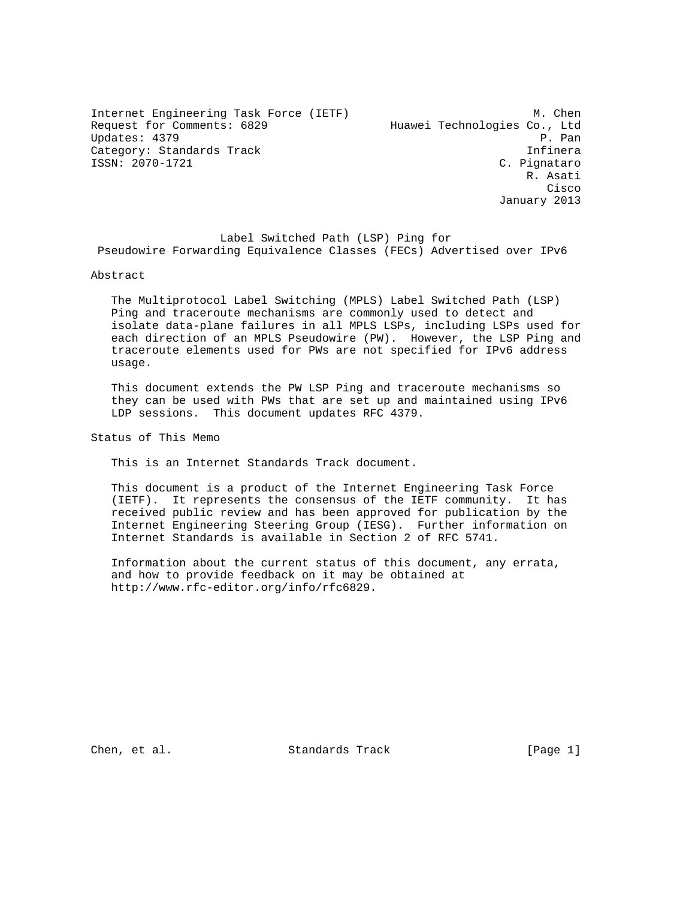Internet Engineering Task Force (IETF) M. Chen
Request for Comments: 6829 Huawei Technologies Co., Ltd
Updates: 4379 P. Pan
Category: Standards Track Infinera
ISSN: 2070-1721 C. Pignataro
R. Asati
Cisco
January 2013

# Label Switched Path (LSP) Ping for Pseudowire Forwarding Equivalence Classes (FECs) Advertised over IPv6

## Abstract

The Multiprotocol Label Switching (MPLS) Label Switched Path (LSP) Ping and traceroute mechanisms are commonly used to detect and isolate data-plane failures in all MPLS LSPs, including LSPs used for each direction of an MPLS Pseudowire (PW). However, the LSP Ping and traceroute elements used for PWs are not specified for IPv6 address usage.

This document extends the PW LSP Ping and traceroute mechanisms so they can be used with PWs that are set up and maintained using IPv6 LDP sessions. This document updates RFC 4379.

## Status of This Memo

This is an Internet Standards Track document.

This document is a product of the Internet Engineering Task Force (IETF). It represents the consensus of the IETF community. It has received public review and has been approved for publication by the Internet Engineering Steering Group (IESG). Further information on Internet Standards is available in Section 2 of RFC 5741.

Information about the current status of this document, any errata, and how to provide feedback on it may be obtained at http://www.rfc-editor.org/info/rfc6829.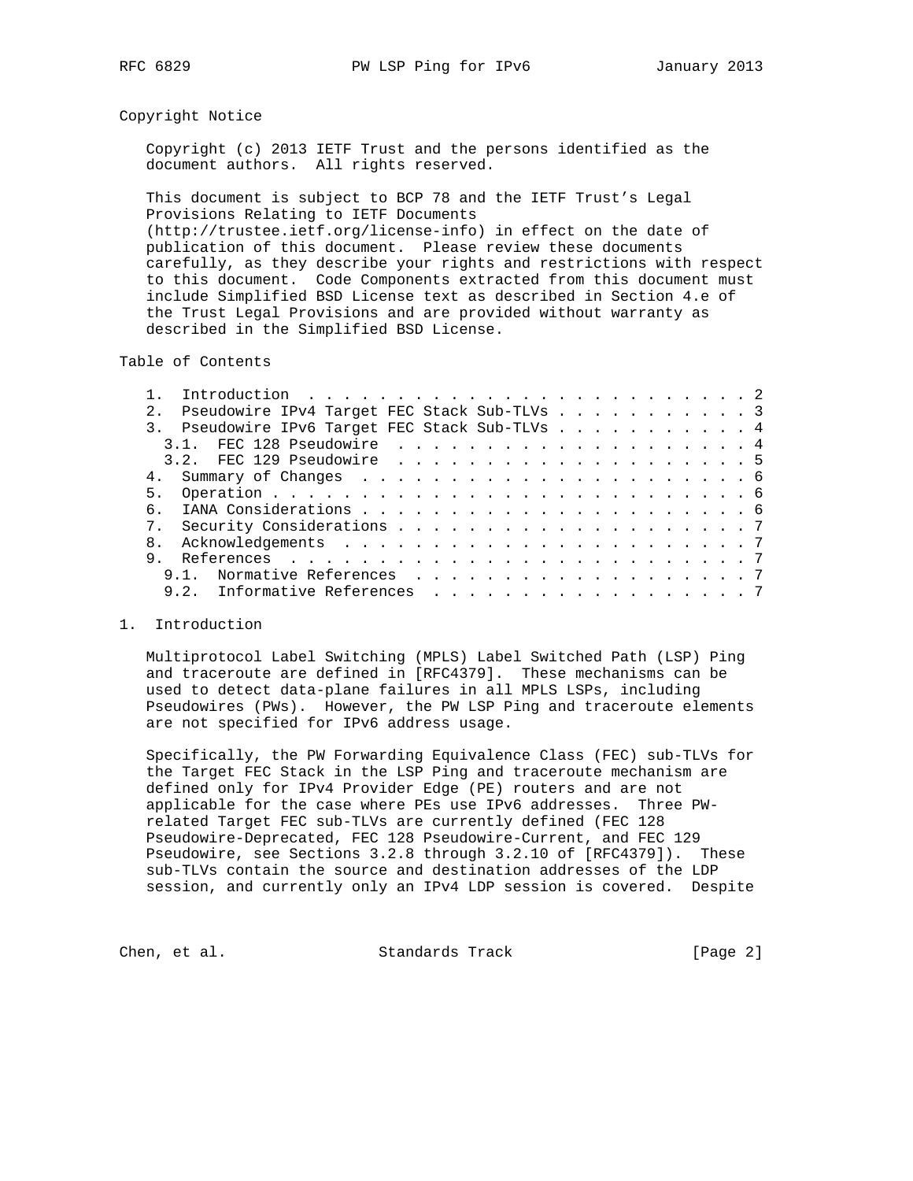## Copyright Notice

Copyright (c) 2013 IETF Trust and the persons identified as the document authors. All rights reserved.

This document is subject to BCP 78 and the IETF Trust's Legal Provisions Relating to IETF Documents (http://trustee.ietf.org/license-info) in effect on the date of publication of this document. Please review these documents carefully, as they describe your rights and restrictions with respect to this document. Code Components extracted from this document must include Simplified BSD License text as described in Section 4.e of the Trust Legal Provisions and are provided without warranty as described in the Simplified BSD License.

## Table of Contents

```
   1.  Introduction . . . . . . . . . . . . . . . . . . . . . . . . . 2
   2.  Pseudowire IPv4 Target FEC Stack Sub-TLVs . . . . . . . . . . . 3
   3.  Pseudowire IPv6 Target FEC Stack Sub-TLVs . . . . . . . . . . . 4
     3.1.  FEC 128 Pseudowire  . . . . . . . . . . . . . . . . . . . . 4
     3.2.  FEC 129 Pseudowire  . . . . . . . . . . . . . . . . . . . . 5
   4.  Summary of Changes  . . . . . . . . . . . . . . . . . . . . . . 6
   5.  Operation . . . . . . . . . . . . . . . . . . . . . . . . . . . 6
   6.  IANA Considerations . . . . . . . . . . . . . . . . . . . . . . 6
   7.  Security Considerations . . . . . . . . . . . . . . . . . . . . 7
   8.  Acknowledgements  . . . . . . . . . . . . . . . . . . . . . . . 7
   9.  References  . . . . . . . . . . . . . . . . . . . . . . . . . . 7
     9.1.  Normative References  . . . . . . . . . . . . . . . . . . . 7
     9.2.  Informative References  . . . . . . . . . . . . . . . . . . 7
```

## 1. Introduction

Multiprotocol Label Switching (MPLS) Label Switched Path (LSP) Ping and traceroute are defined in [RFC4379]. These mechanisms can be used to detect data-plane failures in all MPLS LSPs, including Pseudowires (PWs). However, the PW LSP Ping and traceroute elements are not specified for IPv6 address usage.

Specifically, the PW Forwarding Equivalence Class (FEC) sub-TLVs for the Target FEC Stack in the LSP Ping and traceroute mechanism are defined only for IPv4 Provider Edge (PE) routers and are not applicable for the case where PEs use IPv6 addresses. Three PW-related Target FEC sub-TLVs are currently defined (FEC 128 Pseudowire-Deprecated, FEC 128 Pseudowire-Current, and FEC 129 Pseudowire, see Sections 3.2.8 through 3.2.10 of [RFC4379]). These sub-TLVs contain the source and destination addresses of the LDP session, and currently only an IPv4 LDP session is covered. Despite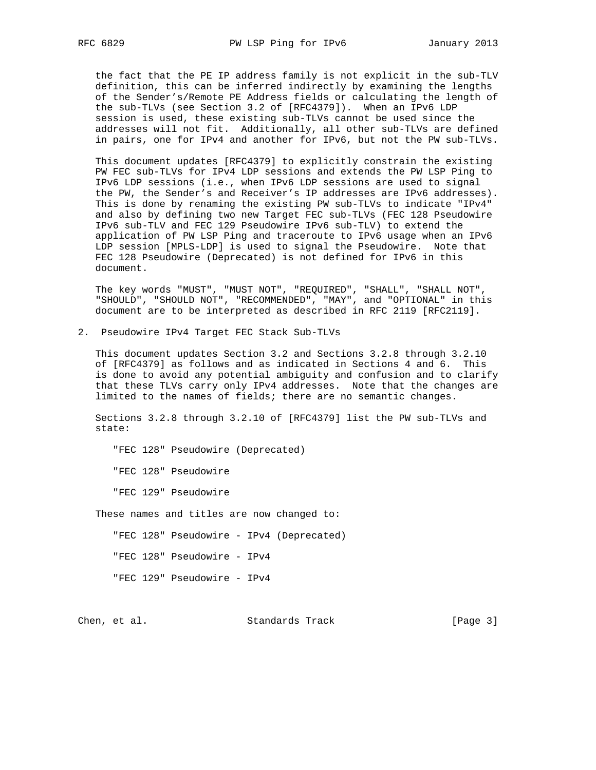the fact that the PE IP address family is not explicit in the sub-TLV definition, this can be inferred indirectly by examining the lengths of the Sender's/Remote PE Address fields or calculating the length of the sub-TLVs (see Section 3.2 of [RFC4379]). When an IPv6 LDP session is used, these existing sub-TLVs cannot be used since the addresses will not fit. Additionally, all other sub-TLVs are defined in pairs, one for IPv4 and another for IPv6, but not the PW sub-TLVs.

This document updates [RFC4379] to explicitly constrain the existing PW FEC sub-TLVs for IPv4 LDP sessions and extends the PW LSP Ping to IPv6 LDP sessions (i.e., when IPv6 LDP sessions are used to signal the PW, the Sender's and Receiver's IP addresses are IPv6 addresses). This is done by renaming the existing PW sub-TLVs to indicate "IPv4" and also by defining two new Target FEC sub-TLVs (FEC 128 Pseudowire IPv6 sub-TLV and FEC 129 Pseudowire IPv6 sub-TLV) to extend the application of PW LSP Ping and traceroute to IPv6 usage when an IPv6 LDP session [MPLS-LDP] is used to signal the Pseudowire. Note that FEC 128 Pseudowire (Deprecated) is not defined for IPv6 in this document.

The key words "MUST", "MUST NOT", "REQUIRED", "SHALL", "SHALL NOT", "SHOULD", "SHOULD NOT", "RECOMMENDED", "MAY", and "OPTIONAL" in this document are to be interpreted as described in RFC 2119 [RFC2119].

## 2. Pseudowire IPv4 Target FEC Stack Sub-TLVs

This document updates Section 3.2 and Sections 3.2.8 through 3.2.10 of [RFC4379] as follows and as indicated in Sections 4 and 6. This is done to avoid any potential ambiguity and confusion and to clarify that these TLVs carry only IPv4 addresses. Note that the changes are limited to the names of fields; there are no semantic changes.

Sections 3.2.8 through 3.2.10 of [RFC4379] list the PW sub-TLVs and state:

"FEC 128" Pseudowire (Deprecated)

"FEC 128" Pseudowire

"FEC 129" Pseudowire

These names and titles are now changed to:

"FEC 128" Pseudowire - IPv4 (Deprecated)

"FEC 128" Pseudowire - IPv4

"FEC 129" Pseudowire - IPv4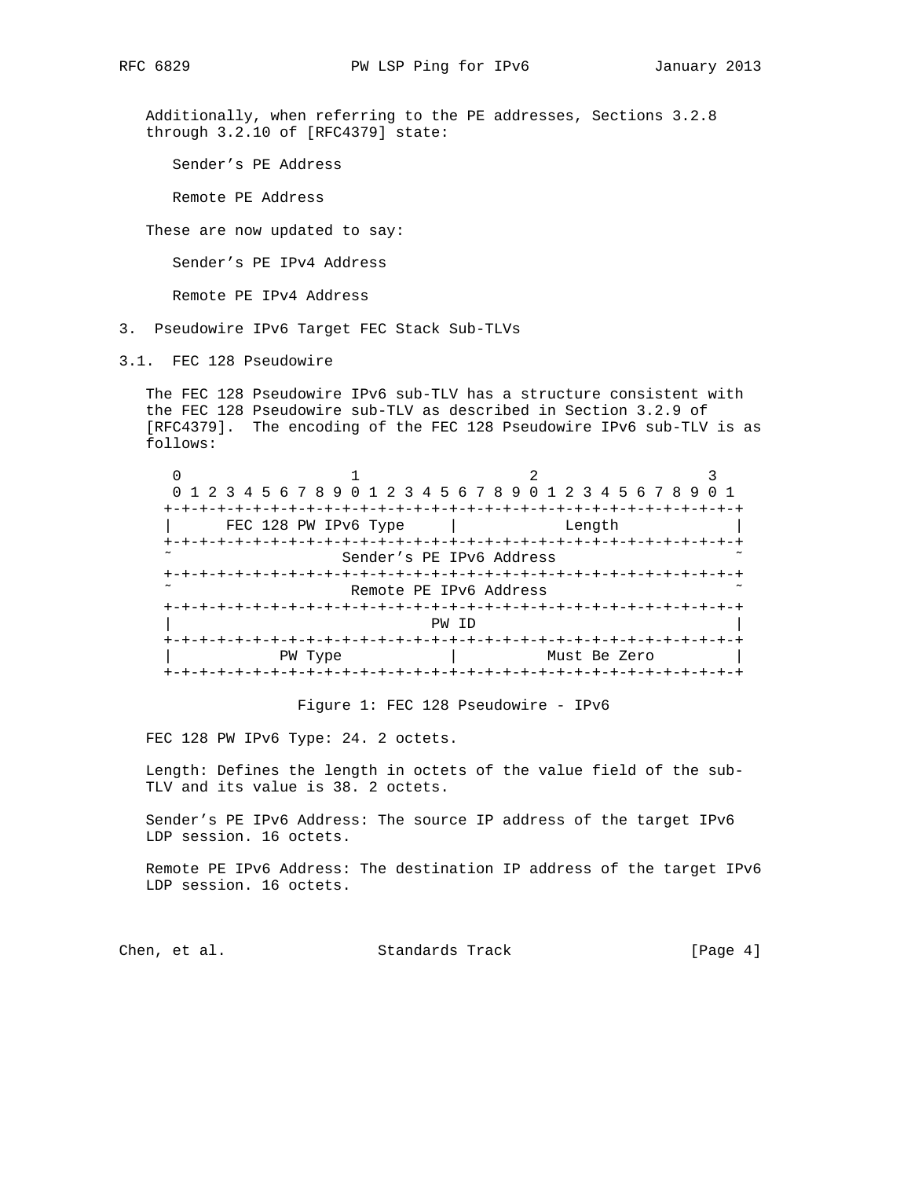Additionally, when referring to the PE addresses, Sections 3.2.8 through 3.2.10 of [RFC4379] state:

Sender's PE Address

Remote PE Address

These are now updated to say:

Sender's PE IPv4 Address

Remote PE IPv4 Address

## 3. Pseudowire IPv6 Target FEC Stack Sub-TLVs

### 3.1. FEC 128 Pseudowire

The FEC 128 Pseudowire IPv6 sub-TLV has a structure consistent with the FEC 128 Pseudowire sub-TLV as described in Section 3.2.9 of [RFC4379]. The encoding of the FEC 128 Pseudowire IPv6 sub-TLV is as follows:

```
 0                   1                   2                   3
 0 1 2 3 4 5 6 7 8 9 0 1 2 3 4 5 6 7 8 9 0 1 2 3 4 5 6 7 8 9 0 1
+-+-+-+-+-+-+-+-+-+-+-+-+-+-+-+-+-+-+-+-+-+-+-+-+-+-+-+-+-+-+-+-+
|      FEC 128 PW IPv6 Type     |            Length             |
+-+-+-+-+-+-+-+-+-+-+-+-+-+-+-+-+-+-+-+-+-+-+-+-+-+-+-+-+-+-+-+-+
~                    Sender's PE IPv6 Address                   ~
+-+-+-+-+-+-+-+-+-+-+-+-+-+-+-+-+-+-+-+-+-+-+-+-+-+-+-+-+-+-+-+-+
~                    Remote PE IPv6 Address                     ~
+-+-+-+-+-+-+-+-+-+-+-+-+-+-+-+-+-+-+-+-+-+-+-+-+-+-+-+-+-+-+-+-+
|                             PW ID                             |
+-+-+-+-+-+-+-+-+-+-+-+-+-+-+-+-+-+-+-+-+-+-+-+-+-+-+-+-+-+-+-+-+
|            PW Type            |          Must Be Zero         |
+-+-+-+-+-+-+-+-+-+-+-+-+-+-+-+-+-+-+-+-+-+-+-+-+-+-+-+-+-+-+-+-+
```

Figure 1: FEC 128 Pseudowire - IPv6

FEC 128 PW IPv6 Type: 24. 2 octets.

Length: Defines the length in octets of the value field of the sub-TLV and its value is 38. 2 octets.

Sender's PE IPv6 Address: The source IP address of the target IPv6 LDP session. 16 octets.

Remote PE IPv6 Address: The destination IP address of the target IPv6 LDP session. 16 octets.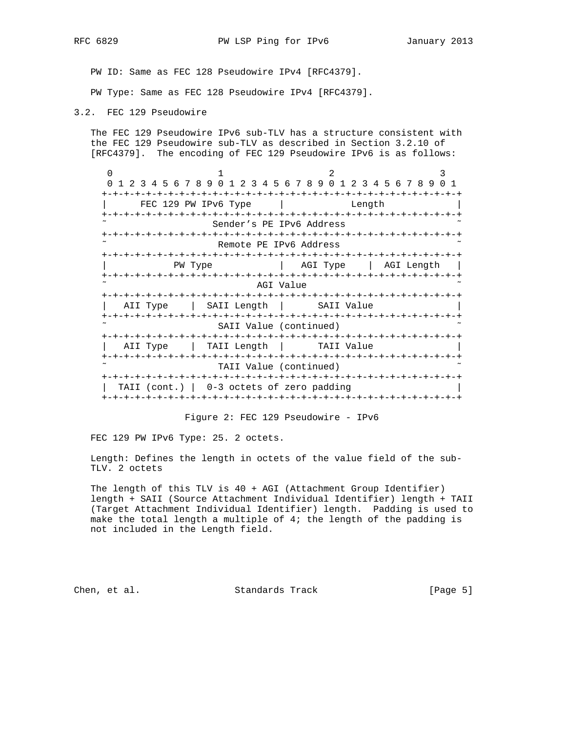PW ID: Same as FEC 128 Pseudowire IPv4 [RFC4379].

PW Type: Same as FEC 128 Pseudowire IPv4 [RFC4379].

### 3.2. FEC 129 Pseudowire

The FEC 129 Pseudowire IPv6 sub-TLV has a structure consistent with the FEC 129 Pseudowire sub-TLV as described in Section 3.2.10 of [RFC4379]. The encoding of FEC 129 Pseudowire IPv6 is as follows:

```
    0                   1                   2                   3
    0 1 2 3 4 5 6 7 8 9 0 1 2 3 4 5 6 7 8 9 0 1 2 3 4 5 6 7 8 9 0 1
   +-+-+-+-+-+-+-+-+-+-+-+-+-+-+-+-+-+-+-+-+-+-+-+-+-+-+-+-+-+-+-+-+
   |      FEC 129 PW IPv6 Type     |            Length             |
   +-+-+-+-+-+-+-+-+-+-+-+-+-+-+-+-+-+-+-+-+-+-+-+-+-+-+-+-+-+-+-+-+
   ~                   Sender's PE IPv6 Address                    ~
   +-+-+-+-+-+-+-+-+-+-+-+-+-+-+-+-+-+-+-+-+-+-+-+-+-+-+-+-+-+-+-+-+
   ~                   Remote PE IPv6 Address                      ~
   +-+-+-+-+-+-+-+-+-+-+-+-+-+-+-+-+-+-+-+-+-+-+-+-+-+-+-+-+-+-+-+-+
   |            PW Type            |   AGI Type    |  AGI Length   |
   +-+-+-+-+-+-+-+-+-+-+-+-+-+-+-+-+-+-+-+-+-+-+-+-+-+-+-+-+-+-+-+-+
   ~                           AGI Value                           ~
   +-+-+-+-+-+-+-+-+-+-+-+-+-+-+-+-+-+-+-+-+-+-+-+-+-+-+-+-+-+-+-+-+
   |   AII Type    |  SAII Length  |      SAII Value               |
   +-+-+-+-+-+-+-+-+-+-+-+-+-+-+-+-+-+-+-+-+-+-+-+-+-+-+-+-+-+-+-+-+
   ~                    SAII Value (continued)                     ~
   +-+-+-+-+-+-+-+-+-+-+-+-+-+-+-+-+-+-+-+-+-+-+-+-+-+-+-+-+-+-+-+-+
   |   AII Type    |  TAII Length  |      TAII Value               |
   +-+-+-+-+-+-+-+-+-+-+-+-+-+-+-+-+-+-+-+-+-+-+-+-+-+-+-+-+-+-+-+-+
   ~                    TAII Value (continued)                     ~
   +-+-+-+-+-+-+-+-+-+-+-+-+-+-+-+-+-+-+-+-+-+-+-+-+-+-+-+-+-+-+-+-+
   |  TAII (cont.) |  0-3 octets of zero padding                   |
   +-+-+-+-+-+-+-+-+-+-+-+-+-+-+-+-+-+-+-+-+-+-+-+-+-+-+-+-+-+-+-+-+
```

Figure 2: FEC 129 Pseudowire - IPv6

FEC 129 PW IPv6 Type: 25. 2 octets.

Length: Defines the length in octets of the value field of the sub-TLV. 2 octets

The length of this TLV is 40 + AGI (Attachment Group Identifier) length + SAII (Source Attachment Individual Identifier) length + TAII (Target Attachment Individual Identifier) length. Padding is used to make the total length a multiple of 4; the length of the padding is not included in the Length field.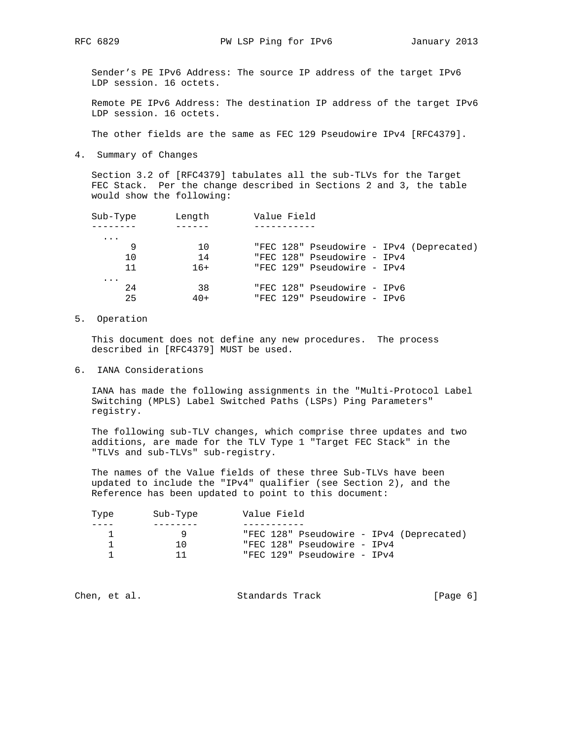Sender's PE IPv6 Address: The source IP address of the target IPv6 LDP session. 16 octets.

Remote PE IPv6 Address: The destination IP address of the target IPv6 LDP session. 16 octets.

The other fields are the same as FEC 129 Pseudowire IPv4 [RFC4379].

## 4. Summary of Changes

Section 3.2 of [RFC4379] tabulates all the sub-TLVs for the Target FEC Stack. Per the change described in Sections 2 and 3, the table would show the following:

| Sub-Type | Length | Value Field |
|---|---|---|
| ... | | |
| 9 | 10 | "FEC 128" Pseudowire - IPv4 (Deprecated) |
| 10 | 14 | "FEC 128" Pseudowire - IPv4 |
| 11 | 16+ | "FEC 129" Pseudowire - IPv4 |
| ... | | |
| 24 | 38 | "FEC 128" Pseudowire - IPv6 |
| 25 | 40+ | "FEC 129" Pseudowire - IPv6 |

## 5. Operation

This document does not define any new procedures. The process described in [RFC4379] MUST be used.

## 6. IANA Considerations

IANA has made the following assignments in the "Multi-Protocol Label Switching (MPLS) Label Switched Paths (LSPs) Ping Parameters" registry.

The following sub-TLV changes, which comprise three updates and two additions, are made for the TLV Type 1 "Target FEC Stack" in the "TLVs and sub-TLVs" sub-registry.

The names of the Value fields of these three Sub-TLVs have been updated to include the "IPv4" qualifier (see Section 2), and the Reference has been updated to point to this document:

| Type | Sub-Type | Value Field |
|---|---|---|
| 1 | 9 | "FEC 128" Pseudowire - IPv4 (Deprecated) |
| 1 | 10 | "FEC 128" Pseudowire - IPv4 |
| 1 | 11 | "FEC 129" Pseudowire - IPv4 |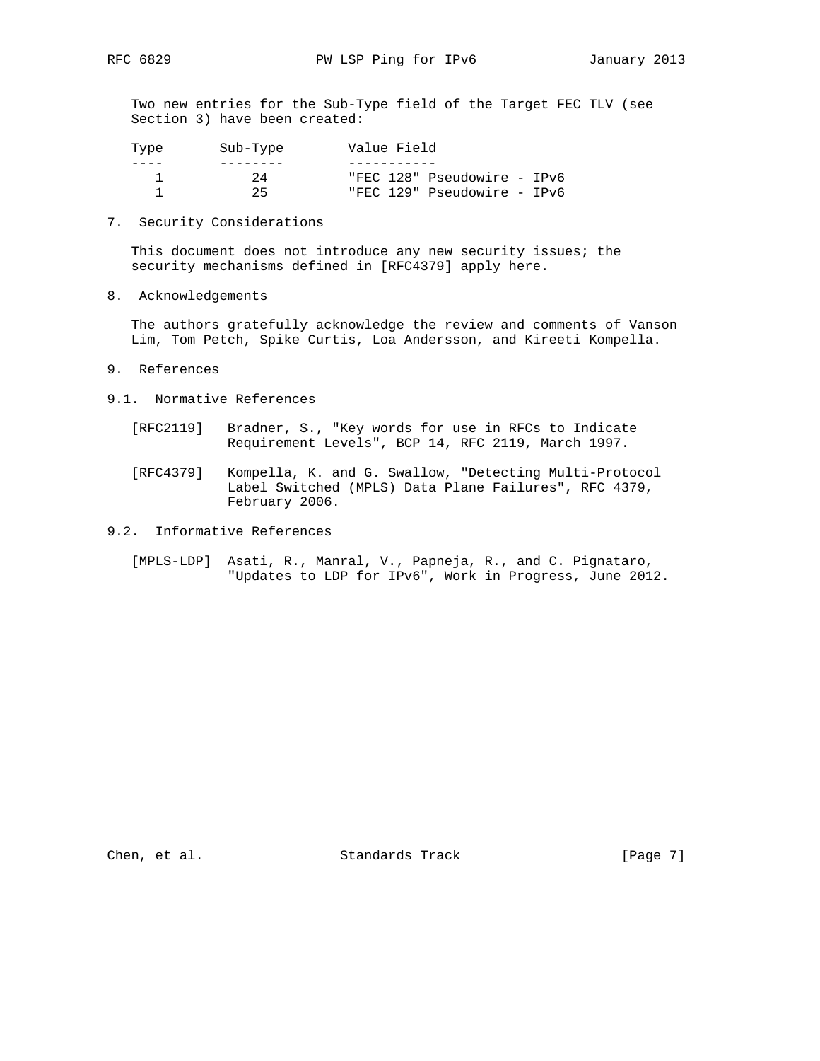Two new entries for the Sub-Type field of the Target FEC TLV (see Section 3) have been created:

| Type | Sub-Type | Value Field |
|---|---|---|
| 1 | 24 | "FEC 128" Pseudowire - IPv6 |
| 1 | 25 | "FEC 129" Pseudowire - IPv6 |

## 7. Security Considerations

This document does not introduce any new security issues; the security mechanisms defined in [RFC4379] apply here.

## 8. Acknowledgements

The authors gratefully acknowledge the review and comments of Vanson Lim, Tom Petch, Spike Curtis, Loa Andersson, and Kireeti Kompella.

## 9. References

### 9.1. Normative References

[RFC2119] Bradner, S., "Key words for use in RFCs to Indicate Requirement Levels", BCP 14, RFC 2119, March 1997.

[RFC4379] Kompella, K. and G. Swallow, "Detecting Multi-Protocol Label Switched (MPLS) Data Plane Failures", RFC 4379, February 2006.

### 9.2. Informative References

[MPLS-LDP] Asati, R., Manral, V., Papneja, R., and C. Pignataro, "Updates to LDP for IPv6", Work in Progress, June 2012.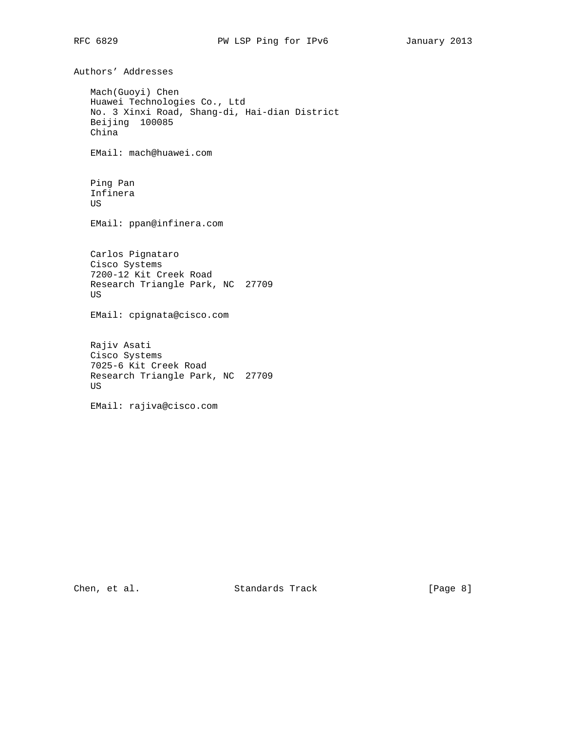## Authors' Addresses

Mach(Guoyi) Chen
Huawei Technologies Co., Ltd
No. 3 Xinxi Road, Shang-di, Hai-dian District
Beijing  100085
China

EMail: mach@huawei.com

Ping Pan
Infinera
US

EMail: ppan@infinera.com

Carlos Pignataro
Cisco Systems
7200-12 Kit Creek Road
Research Triangle Park, NC  27709
US

EMail: cpignata@cisco.com

Rajiv Asati
Cisco Systems
7025-6 Kit Creek Road
Research Triangle Park, NC  27709
US

EMail: rajiva@cisco.com